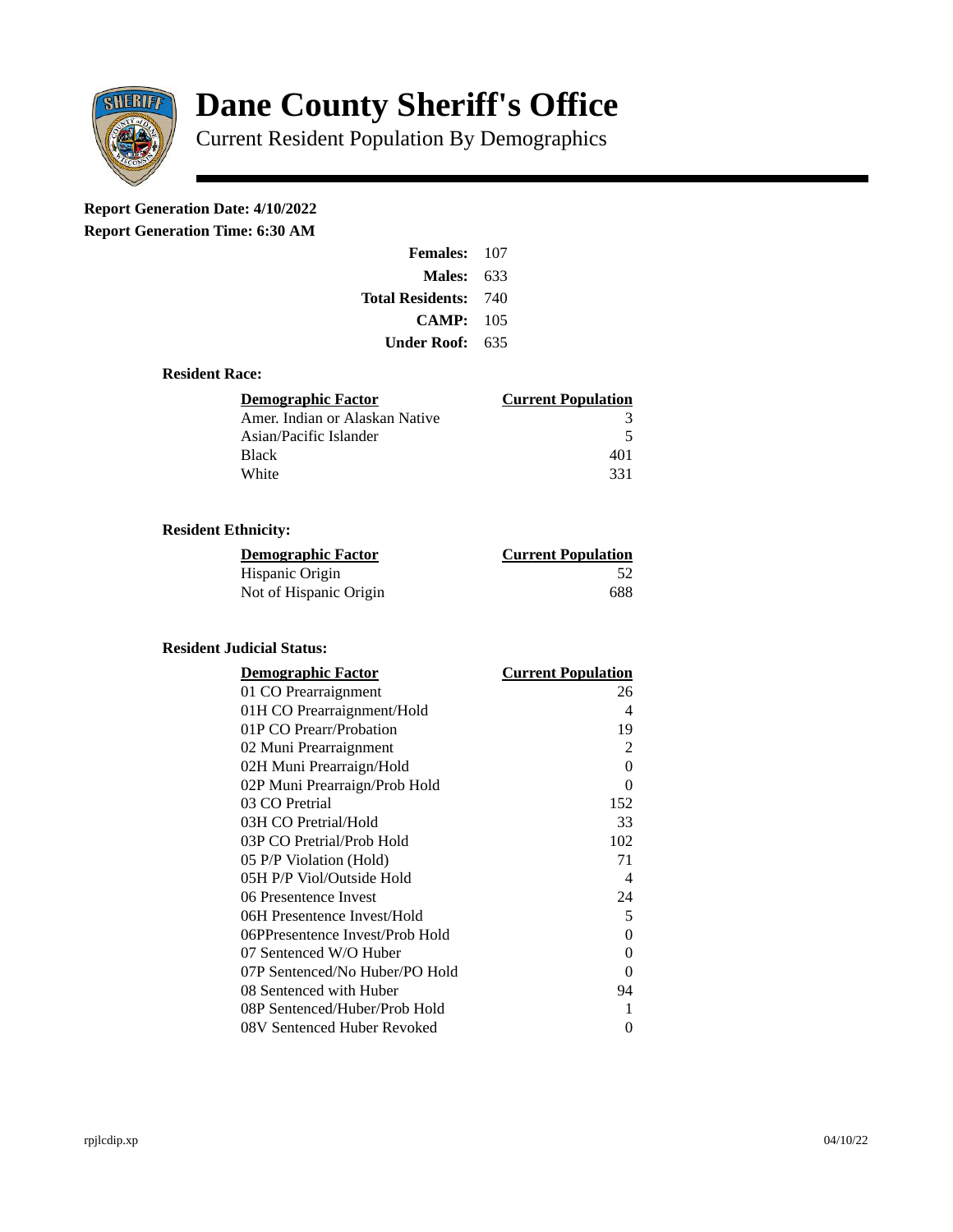# Dane County Sheriff's Office

Current Resident Population By Demographics

**Report Generation Date: 4/10/2022**
**Report Generation Time: 6:30 AM**

| | |
|---|---|
| **Females:** | 107 |
| **Males:** | 633 |
| **Total Residents:** | 740 |
| **CAMP:** | 105 |
| **Under Roof:** | 635 |

### Resident Race:

| Demographic Factor | Current Population |
|---|---|
| Amer. Indian or Alaskan Native | 3 |
| Asian/Pacific Islander | 5 |
| Black | 401 |
| White | 331 |

### Resident Ethnicity:

| Demographic Factor | Current Population |
|---|---|
| Hispanic Origin | 52 |
| Not of Hispanic Origin | 688 |

### Resident Judicial Status:

| Demographic Factor | Current Population |
|---|---|
| 01 CO Prearraignment | 26 |
| 01H CO Prearraignment/Hold | 4 |
| 01P CO Prearr/Probation | 19 |
| 02 Muni Prearraignment | 2 |
| 02H Muni Prearraign/Hold | 0 |
| 02P Muni Prearraign/Prob Hold | 0 |
| 03 CO Pretrial | 152 |
| 03H CO Pretrial/Hold | 33 |
| 03P CO Pretrial/Prob Hold | 102 |
| 05 P/P Violation (Hold) | 71 |
| 05H P/P Viol/Outside Hold | 4 |
| 06 Presentence Invest | 24 |
| 06H Presentence Invest/Hold | 5 |
| 06PPresentence Invest/Prob Hold | 0 |
| 07 Sentenced W/O Huber | 0 |
| 07P Sentenced/No Huber/PO Hold | 0 |
| 08 Sentenced with Huber | 94 |
| 08P Sentenced/Huber/Prob Hold | 1 |
| 08V Sentenced Huber Revoked | 0 |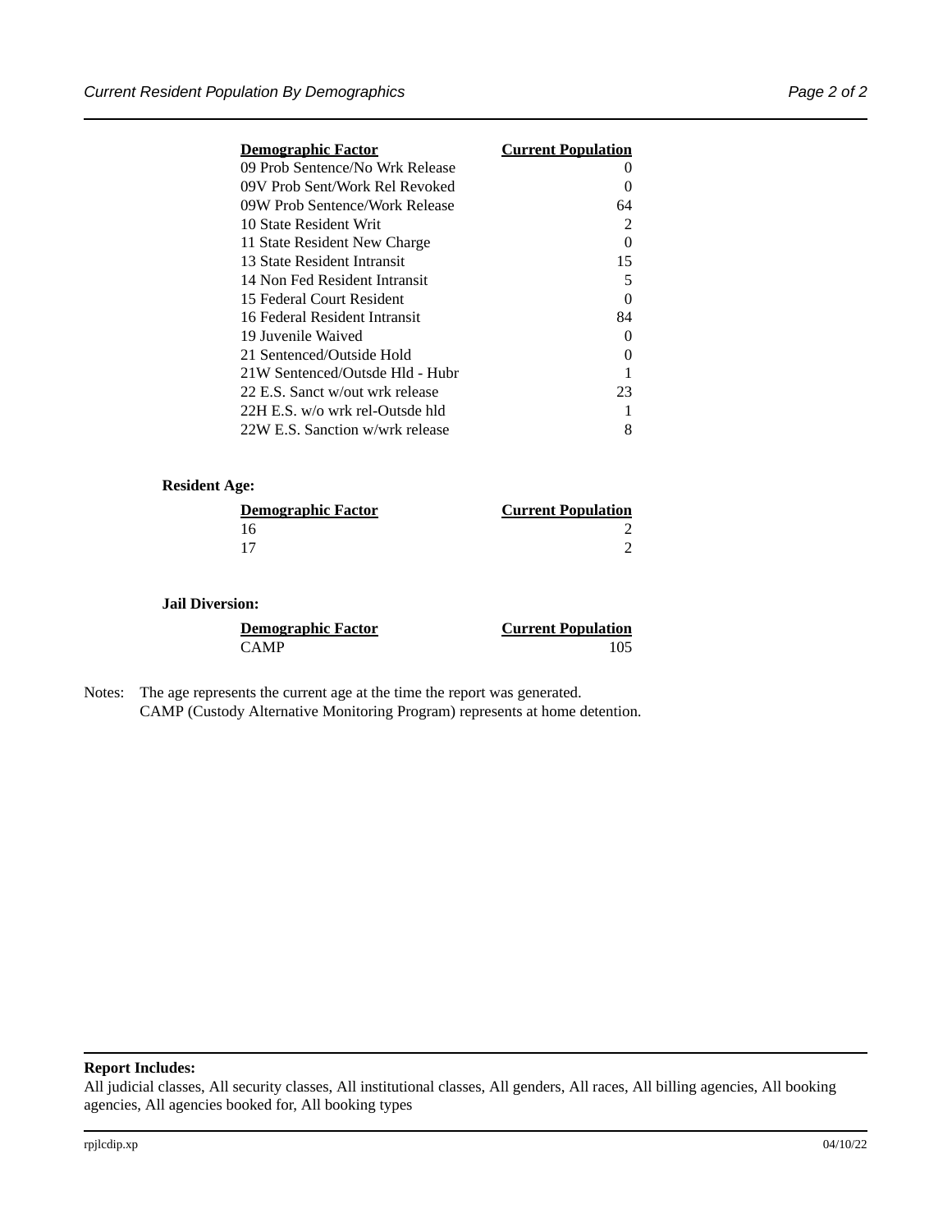| Demographic Factor | Current Population |
|---|---|
| 09 Prob Sentence/No Wrk Release | 0 |
| 09V Prob Sent/Work Rel Revoked | 0 |
| 09W Prob Sentence/Work Release | 64 |
| 10 State Resident Writ | 2 |
| 11 State Resident New Charge | 0 |
| 13 State Resident Intransit | 15 |
| 14 Non Fed Resident Intransit | 5 |
| 15 Federal Court Resident | 0 |
| 16 Federal Resident Intransit | 84 |
| 19 Juvenile Waived | 0 |
| 21 Sentenced/Outside Hold | 0 |
| 21W Sentenced/Outsde Hld - Hubr | 1 |
| 22 E.S. Sanct w/out wrk release | 23 |
| 22H E.S. w/o wrk rel-Outsde hld | 1 |
| 22W E.S. Sanction w/wrk release | 8 |

**Resident Age:**

| Demographic Factor | Current Population |
|---|---|
| 16 | 2 |
| 17 | 2 |

**Jail Diversion:**

| Demographic Factor | Current Population |
|---|---|
| CAMP | 105 |

Notes: The age represents the current age at the time the report was generated.
CAMP (Custody Alternative Monitoring Program) represents at home detention.

**Report Includes:**
All judicial classes, All security classes, All institutional classes, All genders, All races, All billing agencies, All booking agencies, All agencies booked for, All booking types

rpjlcdip.xp 04/10/22